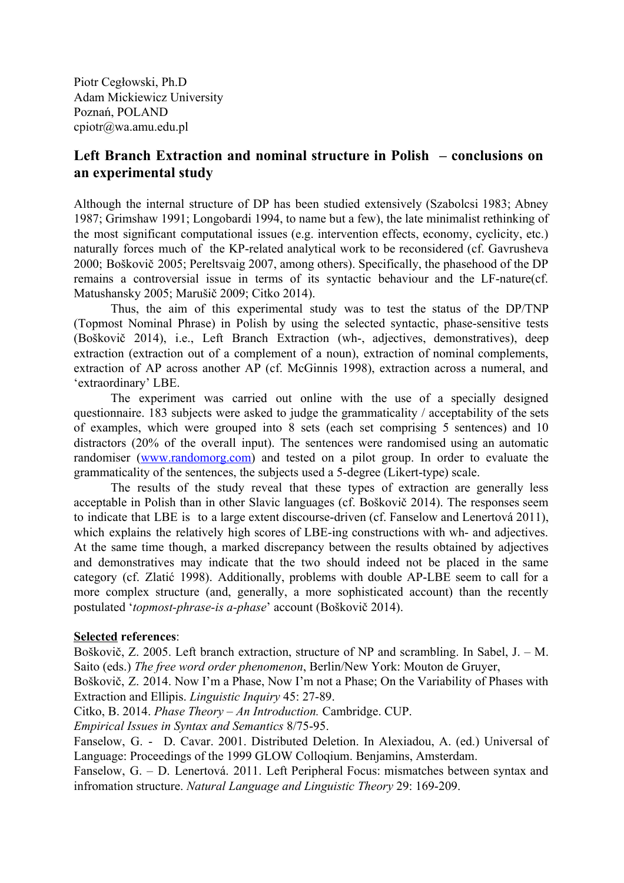Piotr Cegłowski, Ph.D
Adam Mickiewicz University
Poznań, POLAND
cpiotr@wa.amu.edu.pl

## Left Branch Extraction and nominal structure in Polish – conclusions on an experimental study

Although the internal structure of DP has been studied extensively (Szabolcsi 1983; Abney 1987; Grimshaw 1991; Longobardi 1994, to name but a few), the late minimalist rethinking of the most significant computational issues (e.g. intervention effects, economy, cyclicity, etc.) naturally forces much of the KP-related analytical work to be reconsidered (cf. Gavrusheva 2000; Boškovič 2005; Pereltsvaig 2007, among others). Specifically, the phasehood of the DP remains a controversial issue in terms of its syntactic behaviour and the LF-nature(cf. Matushansky 2005; Marušič 2009; Citko 2014).

Thus, the aim of this experimental study was to test the status of the DP/TNP (Topmost Nominal Phrase) in Polish by using the selected syntactic, phase-sensitive tests (Boškovič 2014), i.e., Left Branch Extraction (wh-, adjectives, demonstratives), deep extraction (extraction out of a complement of a noun), extraction of nominal complements, extraction of AP across another AP (cf. McGinnis 1998), extraction across a numeral, and 'extraordinary' LBE.

The experiment was carried out online with the use of a specially designed questionnaire. 183 subjects were asked to judge the grammaticality / acceptability of the sets of examples, which were grouped into 8 sets (each set comprising 5 sentences) and 10 distractors (20% of the overall input). The sentences were randomised using an automatic randomiser (www.randomorg.com) and tested on a pilot group. In order to evaluate the grammaticality of the sentences, the subjects used a 5-degree (Likert-type) scale.

The results of the study reveal that these types of extraction are generally less acceptable in Polish than in other Slavic languages (cf. Boškovič 2014). The responses seem to indicate that LBE is to a large extent discourse-driven (cf. Fanselow and Lenertová 2011), which explains the relatively high scores of LBE-ing constructions with wh- and adjectives. At the same time though, a marked discrepancy between the results obtained by adjectives and demonstratives may indicate that the two should indeed not be placed in the same category (cf. Zlatić 1998). Additionally, problems with double AP-LBE seem to call for a more complex structure (and, generally, a more sophisticated account) than the recently postulated '*topmost-phrase-is a-phase*' account (Boškovič 2014).

**Selected references**:

Boškovič, Z. 2005. Left branch extraction, structure of NP and scrambling. In Sabel, J. – M. Saito (eds.) *The free word order phenomenon*, Berlin/New York: Mouton de Gruyer,

Boškovič, Z. 2014. Now I'm a Phase, Now I'm not a Phase; On the Variability of Phases with Extraction and Ellipis. *Linguistic Inquiry* 45: 27-89.

Citko, B. 2014. *Phase Theory – An Introduction.* Cambridge. CUP.

*Empirical Issues in Syntax and Semantics* 8/75-95.

Fanselow, G. - D. Cavar. 2001. Distributed Deletion. In Alexiadou, A. (ed.) Universal of Language: Proceedings of the 1999 GLOW Colloqium. Benjamins, Amsterdam.

Fanselow, G. – D. Lenertová. 2011. Left Peripheral Focus: mismatches between syntax and infromation structure. *Natural Language and Linguistic Theory* 29: 169-209.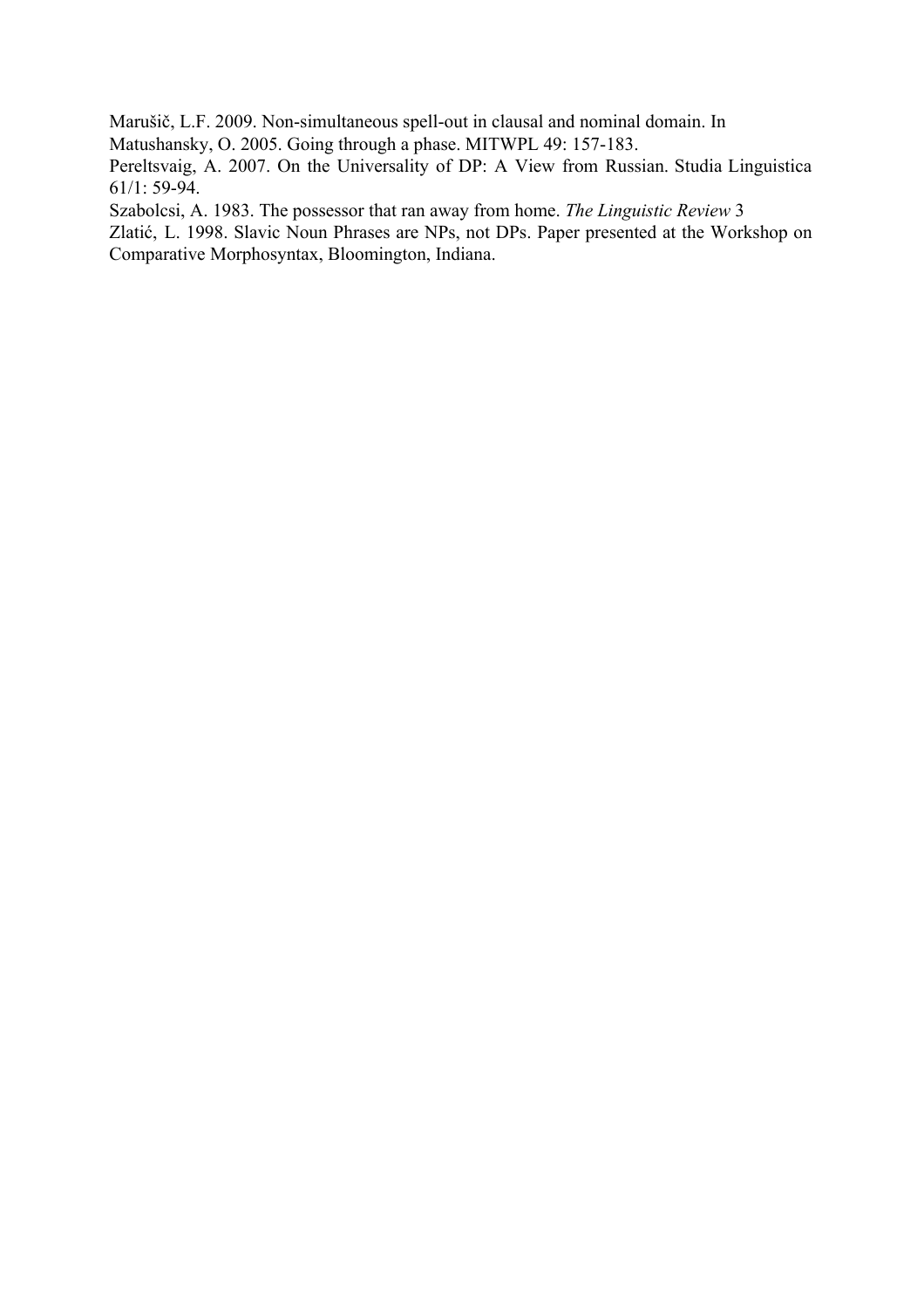Marušič, L.F. 2009. Non-simultaneous spell-out in clausal and nominal domain. In

Matushansky, O. 2005. Going through a phase. MITWPL 49: 157-183.

Pereltsvaig, A. 2007. On the Universality of DP: A View from Russian. Studia Linguistica 61/1: 59-94.

Szabolcsi, A. 1983. The possessor that ran away from home. *The Linguistic Review* 3

Zlatić, L. 1998. Slavic Noun Phrases are NPs, not DPs. Paper presented at the Workshop on Comparative Morphosyntax, Bloomington, Indiana.